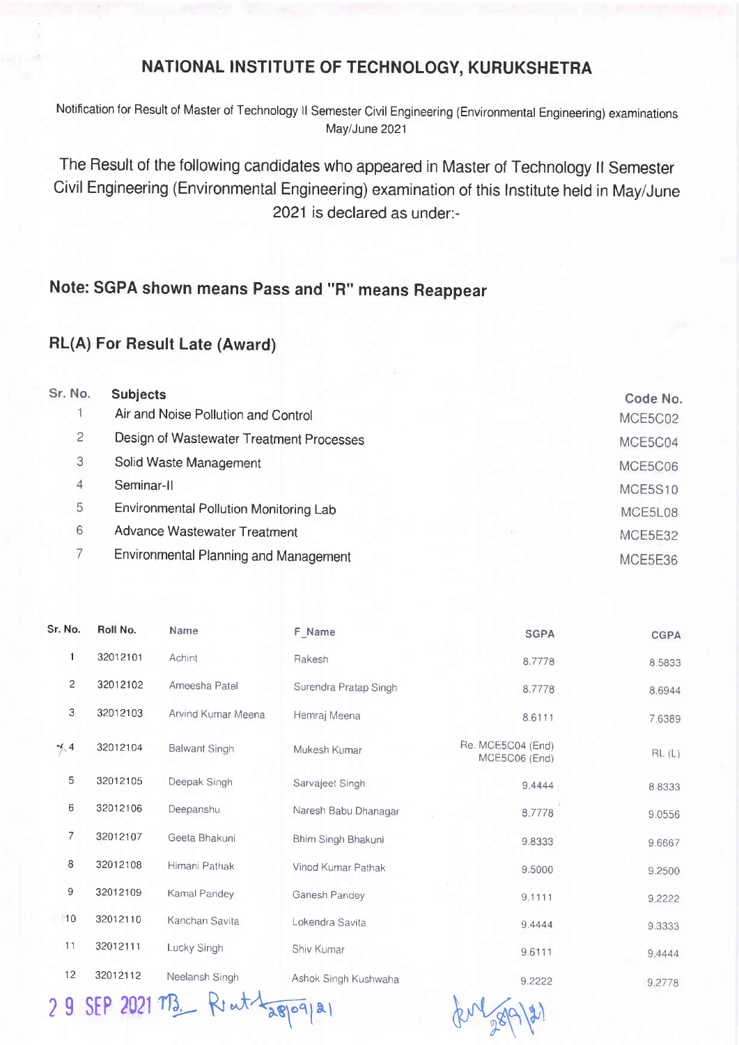# NATIONAL INSTITUTE OF TECHNOLOGY, KURUKSHETRA

Notification for Result of Master of Technology II Semester Civil Engineering (Environmental Engineering) examinations May/June 2021

The Result of the following candidates who appeared in Master of Technology II Semester Civil Engineering (Environmental Engineering) examination of this Institute held in May/June 2021 is declared as under:-

## Note: SGPA shown means Pass and "R" means Reappear

## RL(A) For Result Late (Award)

| Sr. No. | Subjects | Code No. |
|---|---|---|
| 1 | Air and Noise Pollution and Control | MCE5C02 |
| 2 | Design of Wastewater Treatment Processes | MCE5C04 |
| 3 | Solid Waste Management | MCE5C06 |
| 4 | Seminar-II | MCE5S10 |
| 5 | Environmental Pollution Monitoring Lab | MCE5L08 |
| 6 | Advance Wastewater Treatment | MCE5E32 |
| 7 | Environmental Planning and Management | MCE5E36 |

| Sr. No. | Roll No. | Name | F_Name | SGPA | CGPA |
|---|---|---|---|---|---|
| 1 | 32012101 | Achint | Rakesh | 8.7778 | 8.5833 |
| 2 | 32012102 | Ameesha Patel | Surendra Pratap Singh | 8.7778 | 8.6944 |
| 3 | 32012103 | Arvind Kumar Meena | Hemraj Meena | 8.6111 | 7.6389 |
| 4 | 32012104 | Balwant Singh | Mukesh Kumar | Re. MCE5C04 (End) MCE5C06 (End) | RL (L) |
| 5 | 32012105 | Deepak Singh | Sarvajeet Singh | 9.4444 | 8.8333 |
| 6 | 32012106 | Deepanshu | Naresh Babu Dhanagar | 8.7778 | 9.0556 |
| 7 | 32012107 | Geeta Bhakuni | Bhim Singh Bhakuni | 9.8333 | 9.6667 |
| 8 | 32012108 | Himani Pathak | Vinod Kumar Pathak | 9.5000 | 9.2500 |
| 9 | 32012109 | Kamal Pandey | Ganesh Pandey | 9.1111 | 9.2222 |
| 10 | 32012110 | Kanchan Savita | Lokendra Savita | 9.4444 | 9.3333 |
| 11 | 32012111 | Lucky Singh | Shiv Kumar | 9.6111 | 9.4444 |
| 12 | 32012112 | Neelansh Singh | Ashok Singh Kushwaha | 9.2222 | 9.2778 |

29 SEP 2021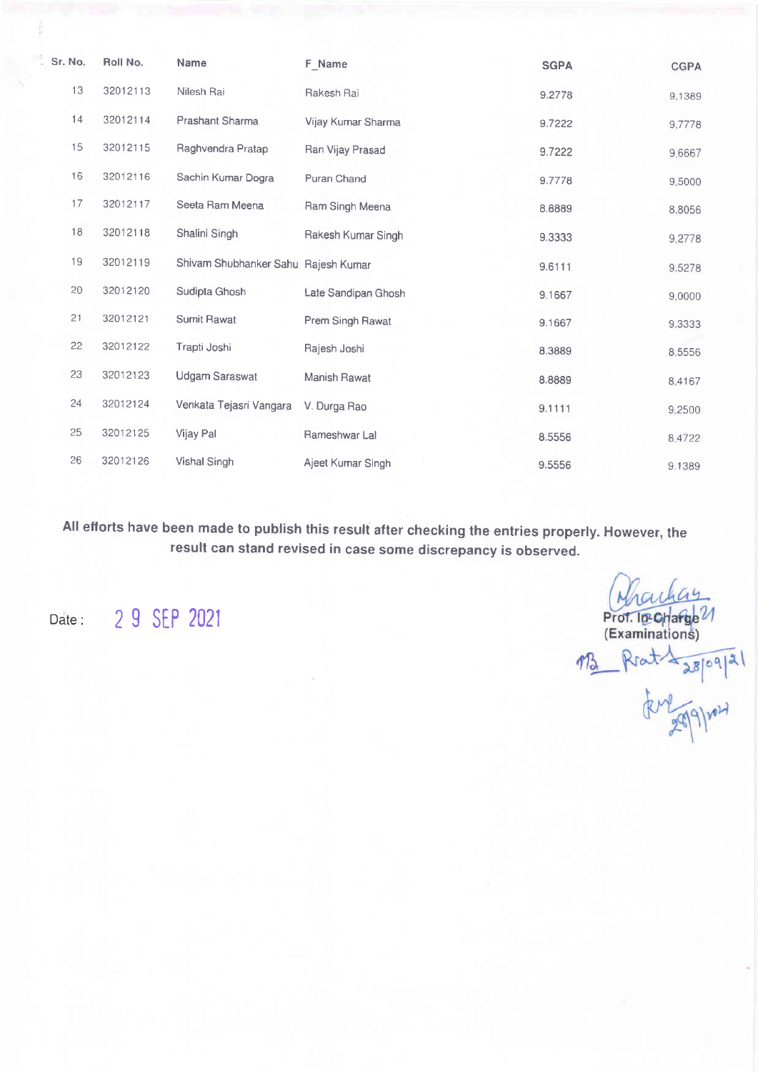| Sr. No. | Roll No. | Name | F_Name | SGPA | CGPA |
|---|---|---|---|---|---|
| 13 | 32012113 | Nilesh Rai | Rakesh Rai | 9.2778 | 9.1389 |
| 14 | 32012114 | Prashant Sharma | Vijay Kumar Sharma | 9.7222 | 9.7778 |
| 15 | 32012115 | Raghvendra Pratap | Ran Vijay Prasad | 9.7222 | 9.6667 |
| 16 | 32012116 | Sachin Kumar Dogra | Puran Chand | 9.7778 | 9.5000 |
| 17 | 32012117 | Seeta Ram Meena | Ram Singh Meena | 8.8889 | 8.8056 |
| 18 | 32012118 | Shalini Singh | Rakesh Kumar Singh | 9.3333 | 9.2778 |
| 19 | 32012119 | Shivam Shubhanker Sahu | Rajesh Kumar | 9.6111 | 9.5278 |
| 20 | 32012120 | Sudipta Ghosh | Late Sandipan Ghosh | 9.1667 | 9.0000 |
| 21 | 32012121 | Sumit Rawat | Prem Singh Rawat | 9.1667 | 9.3333 |
| 22 | 32012122 | Trapti Joshi | Rajesh Joshi | 8.3889 | 8.5556 |
| 23 | 32012123 | Udgam Saraswat | Manish Rawat | 8.8889 | 8.4167 |
| 24 | 32012124 | Venkata Tejasri Vangara | V. Durga Rao | 9.1111 | 9.2500 |
| 25 | 32012125 | Vijay Pal | Rameshwar Lal | 8.5556 | 8.4722 |
| 26 | 32012126 | Vishal Singh | Ajeet Kumar Singh | 9.5556 | 9.1389 |

**All efforts have been made to publish this result after checking the entries properly. However, the result can stand revised in case some discrepancy is observed.**

Date : 29 SEP 2021

**Prof. In-Charge**
**(Examinations)**